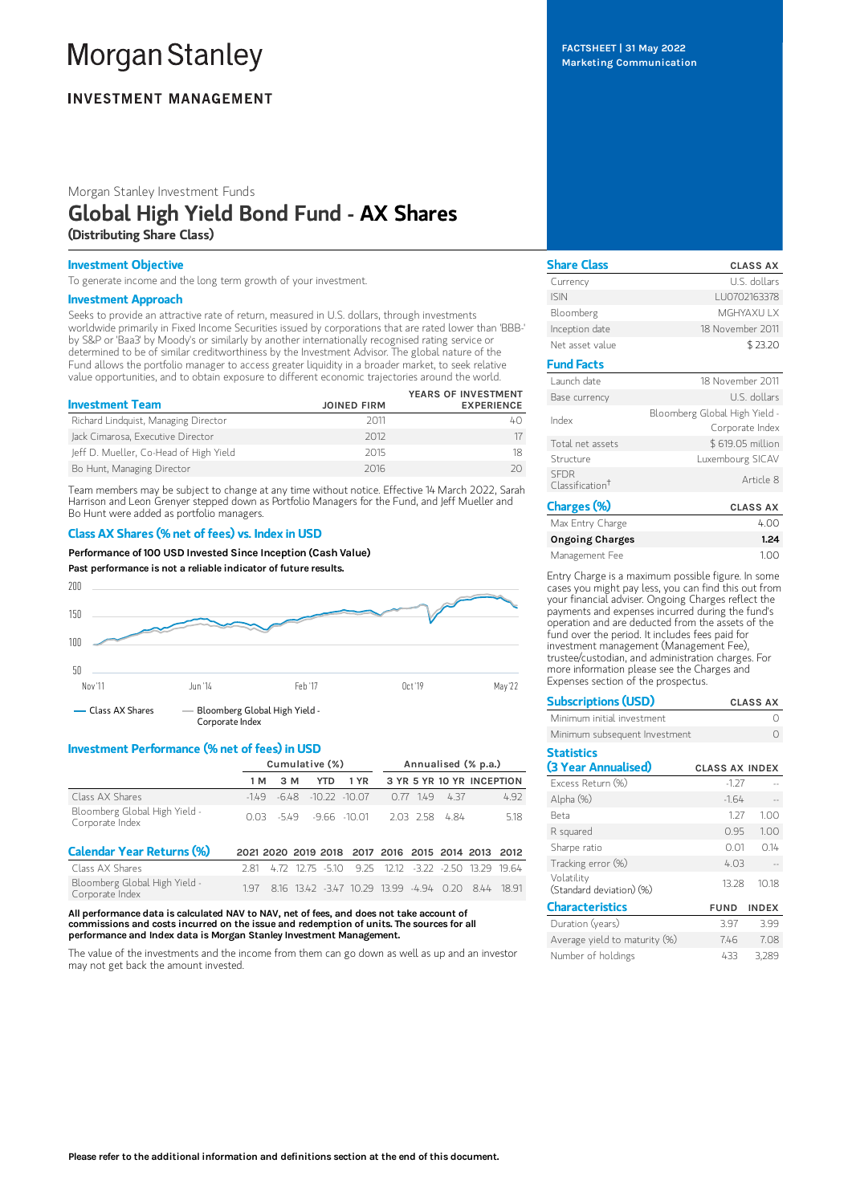# Morgan Stanley

**INVESTMENT MANAGEMENT**

FACTSHEET | 31 May 2022
Marketing Communication

Morgan Stanley Investment Funds

## Global High Yield Bond Fund - **AX Shares**

**(Distributing Share Class)**

### Investment Objective

To generate income and the long term growth of your investment.

### Investment Approach

Seeks to provide an attractive rate of return, measured in U.S. dollars, through investments worldwide primarily in Fixed Income Securities issued by corporations that are rated lower than 'BBB-' by S&P or 'Baa3' by Moody's or similarly by another internationally recognised rating service or determined to be of similar creditworthiness by the Investment Advisor. The global nature of the Fund allows the portfolio manager to access greater liquidity in a broader market, to seek relative value opportunities, and to obtain exposure to different economic trajectories around the world.

| Investment Team | JOINED FIRM | YEARS OF INVESTMENT EXPERIENCE |
|---|---|---|
| Richard Lindquist, Managing Director | 2011 | 40 |
| Jack Cimarosa, Executive Director | 2012 | 17 |
| Jeff D. Mueller, Co-Head of High Yield | 2015 | 18 |
| Bo Hunt, Managing Director | 2016 | 20 |

Team members may be subject to change at any time without notice. Effective 14 March 2022, Sarah Harrison and Leon Grenyer stepped down as Portfolio Managers for the Fund, and Jeff Mueller and Bo Hunt were added as portfolio managers.

### Class AX Shares (% net of fees) vs. Index in USD

**Performance of 100 USD Invested Since Inception (Cash Value)**

**Past performance is not a reliable indicator of future results.**

Chart axis: 50, 100, 150, 200; Nov '11, Jun '14, Feb '17, Oct '19, May '22

Legend: Class AX Shares; Bloomberg Global High Yield - Corporate Index

### Investment Performance (% net of fees) in USD

| | Cumulative (%) | | | | Annualised (% p.a.) | | | |
|---|---|---|---|---|---|---|---|---|
| | 1 M | 3 M | YTD | 1 YR | 3 YR | 5 YR | 10 YR | INCEPTION |
| Class AX Shares | -1.49 | -6.48 | -10.22 | -10.07 | 0.77 | 1.49 | 4.37 | 4.92 |
| Bloomberg Global High Yield - Corporate Index | 0.03 | -5.49 | -9.66 | -10.01 | 2.03 | 2.58 | 4.84 | 5.18 |

| Calendar Year Returns (%) | 2021 | 2020 | 2019 | 2018 | 2017 | 2016 | 2015 | 2014 | 2013 | 2012 |
|---|---|---|---|---|---|---|---|---|---|---|
| Class AX Shares | 2.81 | 4.72 | 12.75 | -5.10 | 9.25 | 12.12 | -3.22 | -2.50 | 13.29 | 19.64 |
| Bloomberg Global High Yield - Corporate Index | 1.97 | 8.16 | 13.42 | -3.47 | 10.29 | 13.99 | -4.94 | 0.20 | 8.44 | 18.91 |

**All performance data is calculated NAV to NAV, net of fees, and does not take account of commissions and costs incurred on the issue and redemption of units. The sources for all performance and Index data is Morgan Stanley Investment Management.**

The value of the investments and the income from them can go down as well as up and an investor may not get back the amount invested.

| Share Class | CLASS AX |
|---|---|
| Currency | U.S. dollars |
| ISIN | LU0702163378 |
| Bloomberg | MGHYAXU LX |
| Inception date | 18 November 2011 |
| Net asset value | $ 23.20 |

| Fund Facts | |
|---|---|
| Launch date | 18 November 2011 |
| Base currency | U.S. dollars |
| Index | Bloomberg Global High Yield - Corporate Index |
| Total net assets | $ 619.05 million |
| Structure | Luxembourg SICAV |
| SFDR Classification† | Article 8 |

| Charges (%) | CLASS AX |
|---|---|
| Max Entry Charge | 4.00 |
| **Ongoing Charges** | **1.24** |
| Management Fee | 1.00 |

Entry Charge is a maximum possible figure. In some cases you might pay less, you can find this out from your financial adviser. Ongoing Charges reflect the payments and expenses incurred during the fund's operation and are deducted from the assets of the fund over the period. It includes fees paid for investment management (Management Fee), trustee/custodian, and administration charges. For more information please see the Charges and Expenses section of the prospectus.

| Subscriptions (USD) | CLASS AX |
|---|---|
| Minimum initial investment | 0 |
| Minimum subsequent Investment | 0 |

| Statistics (3 Year Annualised) | CLASS AX | INDEX |
|---|---|---|
| Excess Return (%) | -1.27 | -- |
| Alpha (%) | -1.64 | -- |
| Beta | 1.27 | 1.00 |
| R squared | 0.95 | 1.00 |
| Sharpe ratio | 0.01 | 0.14 |
| Tracking error (%) | 4.03 | -- |
| Volatility (Standard deviation) (%) | 13.28 | 10.18 |

| Characteristics | FUND | INDEX |
|---|---|---|
| Duration (years) | 3.97 | 3.99 |
| Average yield to maturity (%) | 7.46 | 7.08 |
| Number of holdings | 433 | 3,289 |

**Please refer to the additional information and definitions section at the end of this document.**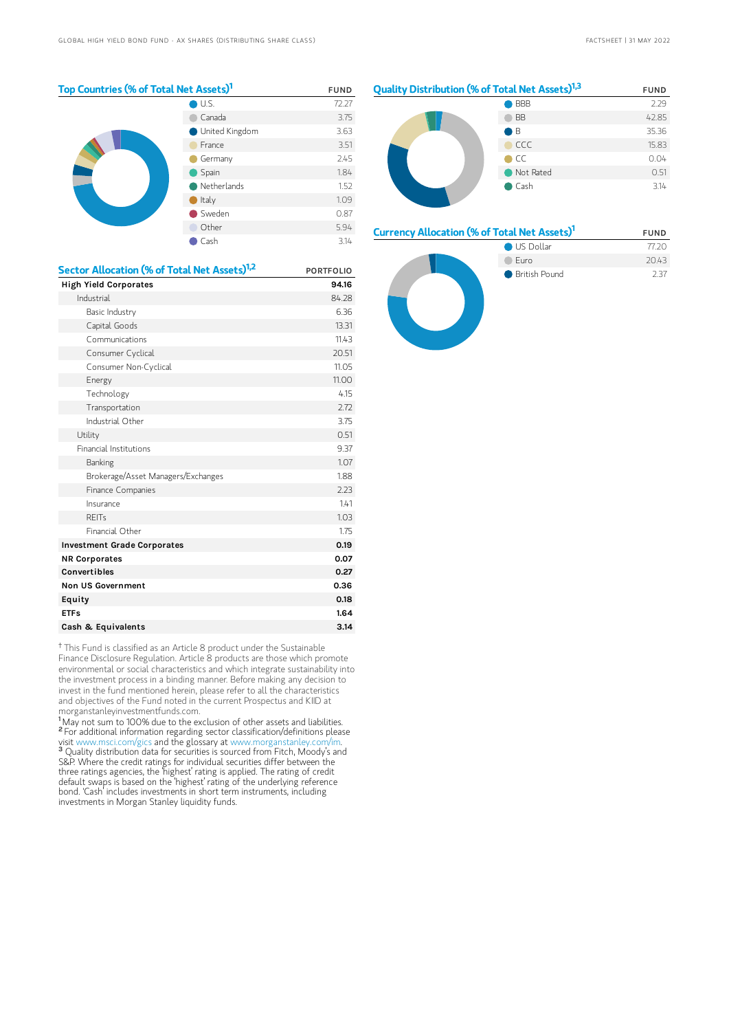## Top Countries (% of Total Net Assets)[1]

| | FUND |
|---|---|
| U.S. | 72.27 |
| Canada | 3.75 |
| United Kingdom | 3.63 |
| France | 3.51 |
| Germany | 2.45 |
| Spain | 1.84 |
| Netherlands | 1.52 |
| Italy | 1.09 |
| Sweden | 0.87 |
| Other | 5.94 |
| Cash | 3.14 |

## Quality Distribution (% of Total Net Assets)[1,3]

| | FUND |
|---|---|
| BBB | 2.29 |
| BB | 42.85 |
| B | 35.36 |
| CCC | 15.83 |
| CC | 0.04 |
| Not Rated | 0.51 |
| Cash | 3.14 |

## Currency Allocation (% of Total Net Assets)[1]

| | FUND |
|---|---|
| US Dollar | 77.20 |
| Euro | 20.43 |
| British Pound | 2.37 |

## Sector Allocation (% of Total Net Assets)[1,2]

| | PORTFOLIO |
|---|---|
| **High Yield Corporates** | **94.16** |
| Industrial | 84.28 |
| Basic Industry | 6.36 |
| Capital Goods | 13.31 |
| Communications | 11.43 |
| Consumer Cyclical | 20.51 |
| Consumer Non-Cyclical | 11.05 |
| Energy | 11.00 |
| Technology | 4.15 |
| Transportation | 2.72 |
| Industrial Other | 3.75 |
| Utility | 0.51 |
| Financial Institutions | 9.37 |
| Banking | 1.07 |
| Brokerage/Asset Managers/Exchanges | 1.88 |
| Finance Companies | 2.23 |
| Insurance | 1.41 |
| REITs | 1.03 |
| Financial Other | 1.75 |
| **Investment Grade Corporates** | **0.19** |
| **NR Corporates** | **0.07** |
| **Convertibles** | **0.27** |
| **Non US Government** | **0.36** |
| **Equity** | **0.18** |
| **ETFs** | **1.64** |
| **Cash & Equivalents** | **3.14** |

† This Fund is classified as an Article 8 product under the Sustainable Finance Disclosure Regulation. Article 8 products are those which promote environmental or social characteristics and which integrate sustainability into the investment process in a binding manner. Before making any decision to invest in the fund mentioned herein, please refer to all the characteristics and objectives of the Fund noted in the current Prospectus and KIID at morganstanleyinvestmentfunds.com.

[1] May not sum to 100% due to the exclusion of other assets and liabilities.

[2] For additional information regarding sector classification/definitions please visit www.msci.com/gics and the glossary at www.morganstanley.com/im.

[3] Quality distribution data for securities is sourced from Fitch, Moody's and S&P. Where the credit ratings for individual securities differ between the three ratings agencies, the 'highest' rating is applied. The rating of credit default swaps is based on the 'highest' rating of the underlying reference bond. 'Cash' includes investments in short term instruments, including investments in Morgan Stanley liquidity funds.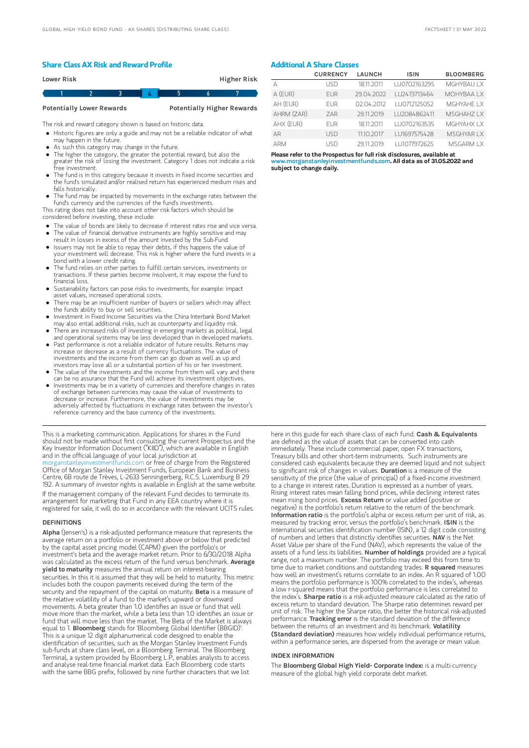## Share Class AX Risk and Reward Profile

| Lower Risk | | | | | | Higher Risk |
|---|---|---|---|---|---|---|
| 1 | 2 | 3 | **4** | 5 | 6 | 7 |
| Potentially Lower Rewards | | | | | | Potentially Higher Rewards |

The risk and reward category shown is based on historic data.

- Historic figures are only a guide and may not be a reliable indicator of what may happen in the future.
- As such this category may change in the future.
- The higher the category, the greater the potential reward, but also the greater the risk of losing the investment. Category 1 does not indicate a risk free investment.
- The fund is in this category because it invests in fixed income securities and the fund's simulated and/or realised return has experienced medium rises and falls historically.
- The fund may be impacted by movements in the exchange rates between the fund's currency and the currencies of the fund's investments.

This rating does not take into account other risk factors which should be considered before investing, these include:

- The value of bonds are likely to decrease if interest rates rise and vice versa.
- The value of financial derivative instruments are highly sensitive and may result in losses in excess of the amount invested by the Sub-Fund.
- Issuers may not be able to repay their debts, if this happens the value of your investment will decrease. This risk is higher where the fund invests in a bond with a lower credit rating.
- The fund relies on other parties to fulfill certain services, investments or transactions. If these parties become insolvent, it may expose the fund to financial loss.
- Sustainability factors can pose risks to investments, for example: impact asset values, increased operational costs.
- There may be an insufficient number of buyers or sellers which may affect the funds ability to buy or sell securities.
- Investment in Fixed Income Securities via the China Interbank Bond Market may also entail additional risks, such as counterparty and liquidity risk.
- There are increased risks of investing in emerging markets as political, legal and operational systems may be less developed than in developed markets.
- Past performance is not a reliable indicator of future results. Returns may increase or decrease as a result of currency fluctuations. The value of investments and the income from them can go down as well as up and investors may lose all or a substantial portion of his or her investment.
- The value of the investments and the income from them will vary and there can be no assurance that the Fund will achieve its investment objectives.
- Investments may be in a variety of currencies and therefore changes in rates of exchange between currencies may cause the value of investments to decrease or increase. Furthermore, the value of investments may be adversely affected by fluctuations in exchange rates between the investor's reference currency and the base currency of the investments.

## Additional A Share Classes

| | CURRENCY | LAUNCH | ISIN | BLOOMBERG |
|---|---|---|---|---|
| A | USD | 18.11.2011 | LU0702163295 | MGHYBAU LX |
| A (EUR) | EUR | 29.04.2022 | LU2473713464 | MOHYBAA LX |
| AH (EUR) | EUR | 02.04.2012 | LU0712125052 | MGHYAHE LX |
| AHRM (ZAR) | ZAR | 29.11.2019 | LU2084862411 | MSGHAHZ LX |
| AHX (EUR) | EUR | 18.11.2011 | LU0702163535 | MGHYAHX LX |
| AR | USD | 11.10.2017 | LU1697575428 | MSGHYAR LX |
| ARM | USD | 29.11.2019 | LU1077972625 | MSGARM LX |

**Please refer to the Prospectus for full risk disclosures, available at www.morganstanleyinvestmentfunds.com. All data as of 31.05.2022 and subject to change daily.**

This is a marketing communication. Applications for shares in the Fund should not be made without first consulting the current Prospectus and the Key Investor Information Document ("KIID"), which are available in English and in the official language of your local jurisdiction at morganstanleyinvestmentfunds.com or free of charge from the Registered Office of Morgan Stanley Investment Funds, European Bank and Business Centre, 6B route de Trèves, L-2633 Senningerberg, R.C.S. Luxemburg B 29 192. A summary of investor rights is available in English at the same website.

If the management company of the relevant Fund decides to terminate its arrangement for marketing that Fund in any EEA country where it is registered for sale, it will do so in accordance with the relevant UCITS rules.

### DEFINITIONS

**Alpha** (Jensen's) is a risk-adjusted performance measure that represents the average return on a portfolio or investment above or below that predicted by the capital asset pricing model (CAPM) given the portfolio's or investment's beta and the average market return. Prior to 6/30/2018 Alpha was calculated as the excess return of the fund versus benchmark. **Average yield to maturity** measures the annual return on interest-bearing securities. In this it is assumed that they will be held to maturity. This metric includes both the coupon payments received during the term of the security and the repayment of the capital on maturity. **Beta** is a measure of the relative volatility of a fund to the market's upward or downward movements. A beta greater than 1.0 identifies an issue or fund that will move more than the market, while a beta less than 1.0 identifies an issue or fund that will move less than the market. The Beta of the Market is always equal to 1. **Bloomberg** stands for 'Bloomberg Global Identifier (BBGID)'. This is a unique 12 digit alphanumerical code designed to enable the identification of securities, such as the Morgan Stanley Investment Funds sub-funds at share class level, on a Bloomberg Terminal. The Bloomberg Terminal, a system provided by Bloomberg L.P., enables analysts to access and analyse real-time financial market data. Each Bloomberg code starts with the same BBG prefix, followed by nine further characters that we list here in this guide for each share class of each fund. **Cash & Equivalents** are defined as the value of assets that can be converted into cash immediately. These include commercial paper, open FX transactions, Treasury bills and other short-term instruments. Such instruments are considered cash equivalents because they are deemed liquid and not subject to significant risk of changes in values. **Duration** is a measure of the sensitivity of the price (the value of principal) of a fixed-income investment to a change in interest rates. Duration is expressed as a number of years. Rising interest rates mean falling bond prices, while declining interest rates mean rising bond prices. **Excess Return** or value added (positive or negative) is the portfolio's return relative to the return of the benchmark. **Information ratio** is the portfolio's alpha or excess return per unit of risk, as measured by tracking error, versus the portfolio's benchmark. **ISIN** is the international securities identification number (ISIN), a 12 digit code consisting of numbers and letters that distinctly identifies securities. **NAV** is the Net Asset Value per share of the Fund (NAV), which represents the value of the assets of a fund less its liabilities. **Number of holdings** provided are a typical range, not a maximum number. The portfolio may exceed this from time to time due to market conditions and outstanding trades. **R squared** measures how well an investment's returns correlate to an index. An R squared of 1.00 means the portfolio performance is 100% correlated to the index's, whereas a low r-squared means that the portfolio performance is less correlated to the index's. **Sharpe ratio** is a risk-adjusted measure calculated as the ratio of excess return to standard deviation. The Sharpe ratio determines reward per unit of risk. The higher the Sharpe ratio, the better the historical risk-adjusted performance. **Tracking error** is the standard deviation of the difference between the returns of an investment and its benchmark. **Volatility (Standard deviation)** measures how widely individual performance returns, within a performance series, are dispersed from the average or mean value.

### INDEX INFORMATION

The **Bloomberg Global High Yield- Corporate Index:** is a multi-currency measure of the global high yield corporate debt market.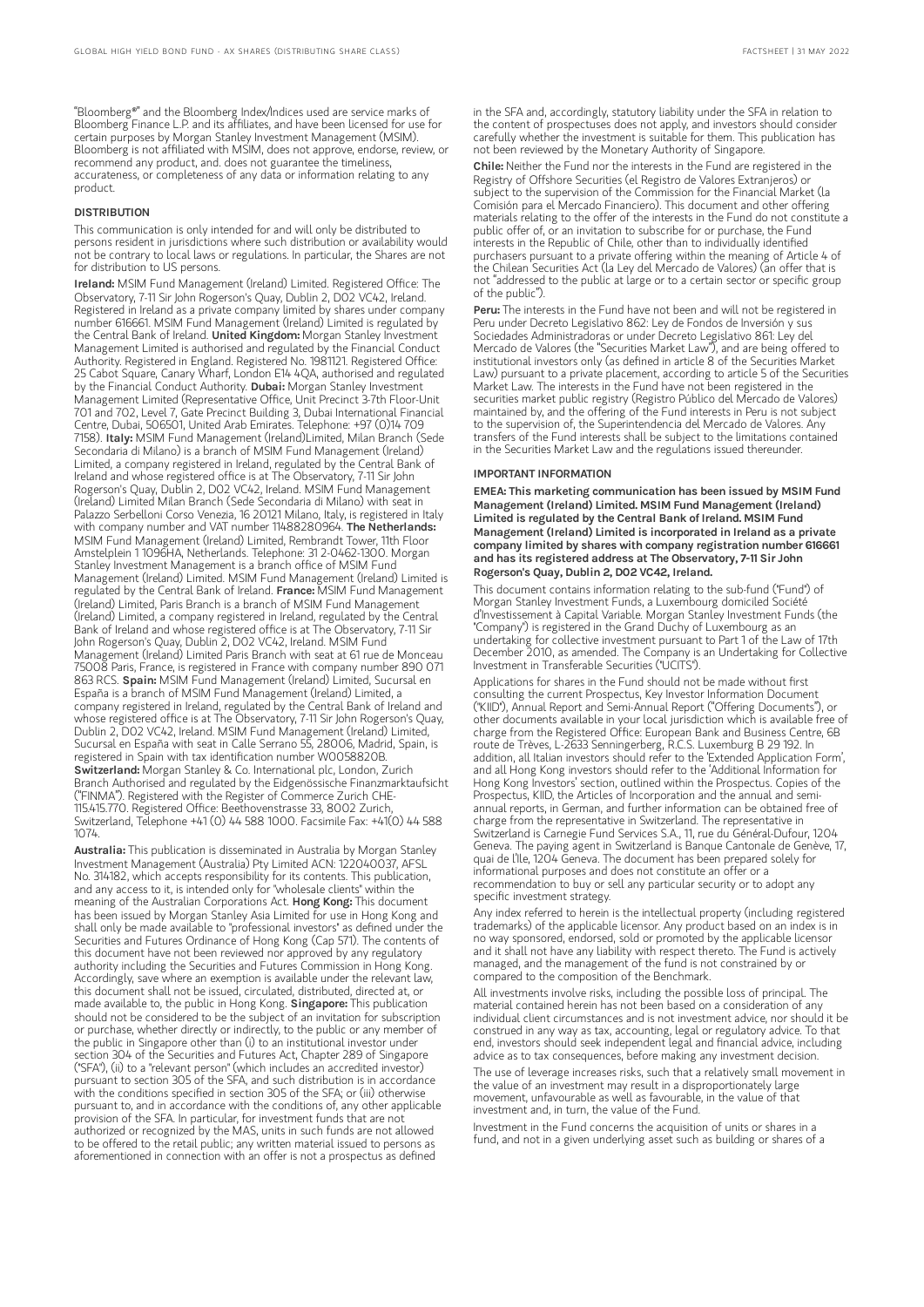"Bloomberg®" and the Bloomberg Index/Indices used are service marks of Bloomberg Finance L.P. and its affiliates, and have been licensed for use for certain purposes by Morgan Stanley Investment Management (MSIM). Bloomberg is not affiliated with MSIM, does not approve, endorse, review, or recommend any product, and. does not guarantee the timeliness, accurateness, or completeness of any data or information relating to any product.

## DISTRIBUTION

This communication is only intended for and will only be distributed to persons resident in jurisdictions where such distribution or availability would not be contrary to local laws or regulations. In particular, the Shares are not for distribution to US persons.

**Ireland:** MSIM Fund Management (Ireland) Limited. Registered Office: The Observatory, 7-11 Sir John Rogerson's Quay, Dublin 2, D02 VC42, Ireland. Registered in Ireland as a private company limited by shares under company number 616661. MSIM Fund Management (Ireland) Limited is regulated by the Central Bank of Ireland. **United Kingdom:** Morgan Stanley Investment Management Limited is authorised and regulated by the Financial Conduct Authority. Registered in England. Registered No. 1981121. Registered Office: 25 Cabot Square, Canary Wharf, London E14 4QA, authorised and regulated by the Financial Conduct Authority. **Dubai:** Morgan Stanley Investment Management Limited (Representative Office, Unit Precinct 3-7th Floor-Unit 701 and 702, Level 7, Gate Precinct Building 3, Dubai International Financial Centre, Dubai, 506501, United Arab Emirates. Telephone: +97 (0)14 709 7158). **Italy:** MSIM Fund Management (Ireland)Limited, Milan Branch (Sede Secondaria di Milano) is a branch of MSIM Fund Management (Ireland) Limited, a company registered in Ireland, regulated by the Central Bank of Ireland and whose registered office is at The Observatory, 7-11 Sir John Rogerson's Quay, Dublin 2, D02 VC42, Ireland. MSIM Fund Management (Ireland) Limited Milan Branch (Sede Secondaria di Milano) with seat in Palazzo Serbelloni Corso Venezia, 16 20121 Milano, Italy, is registered in Italy with company number and VAT number 11488280964. **The Netherlands:** MSIM Fund Management (Ireland) Limited, Rembrandt Tower, 11th Floor Amstelplein 1 1096HA, Netherlands. Telephone: 31 2-0462-1300. Morgan Stanley Investment Management is a branch office of MSIM Fund Management (Ireland) Limited. MSIM Fund Management (Ireland) Limited is regulated by the Central Bank of Ireland. **France:** MSIM Fund Management (Ireland) Limited, Paris Branch is a branch of MSIM Fund Management (Ireland) Limited, a company registered in Ireland, regulated by the Central Bank of Ireland and whose registered office is at The Observatory, 7-11 Sir John Rogerson's Quay, Dublin 2, D02 VC42, Ireland. MSIM Fund Management (Ireland) Limited Paris Branch with seat at 61 rue de Monceau 75008 Paris, France, is registered in France with company number 890 071 863 RCS. **Spain:** MSIM Fund Management (Ireland) Limited, Sucursal en España is a branch of MSIM Fund Management (Ireland) Limited, a company registered in Ireland, regulated by the Central Bank of Ireland and whose registered office is at The Observatory, 7-11 Sir John Rogerson's Quay, Dublin 2, D02 VC42, Ireland. MSIM Fund Management (Ireland) Limited, Sucursal en España with seat in Calle Serrano 55, 28006, Madrid, Spain, is registered in Spain with tax identification number W0058820B. **Switzerland:** Morgan Stanley & Co. International plc, London, Zurich Branch Authorised and regulated by the Eidgenössische Finanzmarktaufsicht ("FINMA"). Registered with the Register of Commerce Zurich CHE-115.415.770. Registered Office: Beethovenstrasse 33, 8002 Zurich, Switzerland, Telephone +41 (0) 44 588 1000. Facsimile Fax: +41(0) 44 588 1074.

**Australia:** This publication is disseminated in Australia by Morgan Stanley Investment Management (Australia) Pty Limited ACN: 122040037, AFSL No. 314182, which accepts responsibility for its contents. This publication, and any access to it, is intended only for "wholesale clients" within the meaning of the Australian Corporations Act. **Hong Kong:** This document has been issued by Morgan Stanley Asia Limited for use in Hong Kong and shall only be made available to "professional investors" as defined under the Securities and Futures Ordinance of Hong Kong (Cap 571). The contents of this document have not been reviewed nor approved by any regulatory authority including the Securities and Futures Commission in Hong Kong. Accordingly, save where an exemption is available under the relevant law, this document shall not be issued, circulated, distributed, directed at, or made available to, the public in Hong Kong. **Singapore:** This publication should not be considered to be the subject of an invitation for subscription or purchase, whether directly or indirectly, to the public or any member of the public in Singapore other than (i) to an institutional investor under section 304 of the Securities and Futures Act, Chapter 289 of Singapore ("SFA"), (ii) to a "relevant person" (which includes an accredited investor) pursuant to section 305 of the SFA, and such distribution is in accordance with the conditions specified in section 305 of the SFA; or (iii) otherwise pursuant to, and in accordance with the conditions of, any other applicable provision of the SFA. In particular, for investment funds that are not authorized or recognized by the MAS, units in such funds are not allowed to be offered to the retail public; any written material issued to persons as aforementioned in connection with an offer is not a prospectus as defined in the SFA and, accordingly, statutory liability under the SFA in relation to the content of prospectuses does not apply, and investors should consider carefully whether the investment is suitable for them. This publication has not been reviewed by the Monetary Authority of Singapore.

**Chile:** Neither the Fund nor the interests in the Fund are registered in the Registry of Offshore Securities (el Registro de Valores Extranjeros) or subject to the supervision of the Commission for the Financial Market (la Comisión para el Mercado Financiero). This document and other offering materials relating to the offer of the interests in the Fund do not constitute a public offer of, or an invitation to subscribe for or purchase, the Fund interests in the Republic of Chile, other than to individually identified purchasers pursuant to a private offering within the meaning of Article 4 of the Chilean Securities Act (la Ley del Mercado de Valores) (an offer that is not "addressed to the public at large or to a certain sector or specific group of the public").

**Peru:** The interests in the Fund have not been and will not be registered in Peru under Decreto Legislativo 862: Ley de Fondos de Inversión y sus Sociedades Administradoras or under Decreto Legislativo 861: Ley del Mercado de Valores (the "Securities Market Law"), and are being offered to institutional investors only (as defined in article 8 of the Securities Market Law) pursuant to a private placement, according to article 5 of the Securities Market Law. The interests in the Fund have not been registered in the securities market public registry (Registro Público del Mercado de Valores) maintained by, and the offering of the Fund interests in Peru is not subject to the supervision of, the Superintendencia del Mercado de Valores. Any transfers of the Fund interests shall be subject to the limitations contained in the Securities Market Law and the regulations issued thereunder.

## IMPORTANT INFORMATION

**EMEA: This marketing communication has been issued by MSIM Fund Management (Ireland) Limited. MSIM Fund Management (Ireland) Limited is regulated by the Central Bank of Ireland. MSIM Fund Management (Ireland) Limited is incorporated in Ireland as a private company limited by shares with company registration number 616661 and has its registered address at The Observatory, 7-11 Sir John Rogerson's Quay, Dublin 2, D02 VC42, Ireland.**

This document contains information relating to the sub-fund ("Fund") of Morgan Stanley Investment Funds, a Luxembourg domiciled Société d'Investissement à Capital Variable. Morgan Stanley Investment Funds (the "Company") is registered in the Grand Duchy of Luxembourg as an undertaking for collective investment pursuant to Part 1 of the Law of 17th December 2010, as amended. The Company is an Undertaking for Collective Investment in Transferable Securities ("UCITS").

Applications for shares in the Fund should not be made without first consulting the current Prospectus, Key Investor Information Document ("KIID"), Annual Report and Semi-Annual Report ("Offering Documents"), or other documents available in your local jurisdiction which is available free of charge from the Registered Office: European Bank and Business Centre, 6B route de Trèves, L-2633 Senningerberg, R.C.S. Luxemburg B 29 192. In addition, all Italian investors should refer to the 'Extended Application Form', and all Hong Kong investors should refer to the 'Additional Information for Hong Kong Investors' section, outlined within the Prospectus. Copies of the Prospectus, KIID, the Articles of Incorporation and the annual and semi-annual reports, in German, and further information can be obtained free of charge from the representative in Switzerland. The representative in Switzerland is Carnegie Fund Services S.A., 11, rue du Général-Dufour, 1204 Geneva. The paying agent in Switzerland is Banque Cantonale de Genève, 17, quai de l'Ile, 1204 Geneva. The document has been prepared solely for informational purposes and does not constitute an offer or a recommendation to buy or sell any particular security or to adopt any specific investment strategy.

Any index referred to herein is the intellectual property (including registered trademarks) of the applicable licensor. Any product based on an index is in no way sponsored, endorsed, sold or promoted by the applicable licensor and it shall not have any liability with respect thereto. The Fund is actively managed, and the management of the fund is not constrained by or compared to the composition of the Benchmark.

All investments involve risks, including the possible loss of principal. The material contained herein has not been based on a consideration of any individual client circumstances and is not investment advice, nor should it be construed in any way as tax, accounting, legal or regulatory advice. To that end, investors should seek independent legal and financial advice, including advice as to tax consequences, before making any investment decision.

The use of leverage increases risks, such that a relatively small movement in the value of an investment may result in a disproportionately large movement, unfavourable as well as favourable, in the value of that investment and, in turn, the value of the Fund.

Investment in the Fund concerns the acquisition of units or shares in a fund, and not in a given underlying asset such as building or shares of a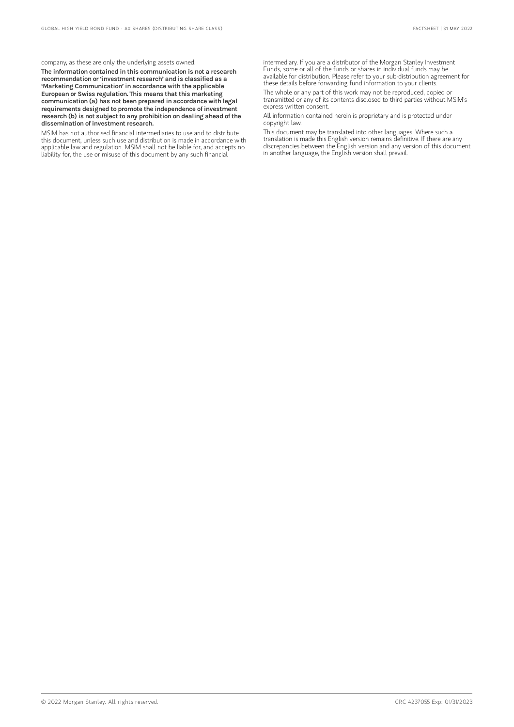company, as these are only the underlying assets owned.

**The information contained in this communication is not a research recommendation or 'investment research' and is classified as a 'Marketing Communication' in accordance with the applicable European or Swiss regulation. This means that this marketing communication (a) has not been prepared in accordance with legal requirements designed to promote the independence of investment research (b) is not subject to any prohibition on dealing ahead of the dissemination of investment research.**

MSIM has not authorised financial intermediaries to use and to distribute this document, unless such use and distribution is made in accordance with applicable law and regulation. MSIM shall not be liable for, and accepts no liability for, the use or misuse of this document by any such financial intermediary. If you are a distributor of the Morgan Stanley Investment Funds, some or all of the funds or shares in individual funds may be available for distribution. Please refer to your sub-distribution agreement for these details before forwarding fund information to your clients.

The whole or any part of this work may not be reproduced, copied or transmitted or any of its contents disclosed to third parties without MSIM's express written consent.

All information contained herein is proprietary and is protected under copyright law.

This document may be translated into other languages. Where such a translation is made this English version remains definitive. If there are any discrepancies between the English version and any version of this document in another language, the English version shall prevail.

© 2022 Morgan Stanley. All rights reserved.

CRC 4237055 Exp: 01/31/2023